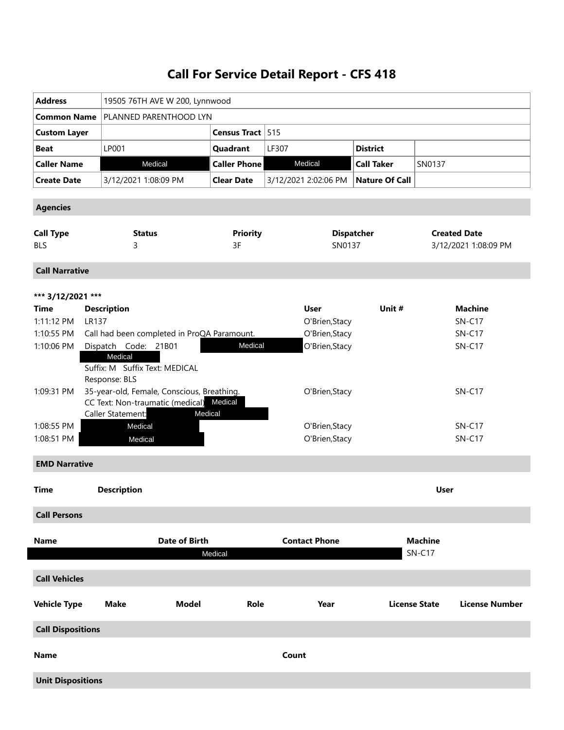# Call For Service Detail Report - CFS 418

| | | | | | |
|---|---|---|---|---|---|
| **Address** | 19505 76TH AVE W 200, Lynnwood | | | | |
| **Common Name** | PLANNED PARENTHOOD LYN | | | | |
| **Custom Layer** | | **Census Tract** | 515 | | |
| **Beat** | LP001 | **Quadrant** | LF307 | **District** | |
| **Caller Name** | Medical | **Caller Phone** | Medical | **Call Taker** | SN0137 |
| **Create Date** | 3/12/2021 1:08:09 PM | **Clear Date** | 3/12/2021 2:02:06 PM | **Nature Of Call** | |

## Agencies

| Call Type | Status | Priority | Dispatcher | Created Date |
|---|---|---|---|---|
| BLS | 3 | 3F | SN0137 | 3/12/2021 1:08:09 PM |

## Call Narrative

**\*\*\* 3/12/2021 \*\*\***

| Time | Description | User | Unit # | Machine |
|---|---|---|---|---|
| 1:11:12 PM | LR137 | O'Brien,Stacy | | SN-C17 |
| 1:10:55 PM | Call had been completed in ProQA Paramount. | O'Brien,Stacy | | SN-C17 |
| 1:10:06 PM | Dispatch Code: 21B01 Medical<br>Medical<br>Suffix: M Suffix Text: MEDICAL<br>Response: BLS | O'Brien,Stacy | | SN-C17 |
| 1:09:31 PM | 35-year-old, Female, Conscious, Breathing.<br>CC Text: Non-traumatic (medical) Medical<br>Caller Statement: Medical | O'Brien,Stacy | | SN-C17 |
| 1:08:55 PM | Medical | O'Brien,Stacy | | SN-C17 |
| 1:08:51 PM | Medical | O'Brien,Stacy | | SN-C17 |

## EMD Narrative

| Time | Description | User |
|---|---|---|

## Call Persons

| Name | Date of Birth | Contact Phone | Machine |
|---|---|---|---|
| Medical | | | SN-C17 |

## Call Vehicles

| Vehicle Type | Make | Model | Role | Year | License State | License Number |
|---|---|---|---|---|---|---|

## Call Dispositions

| Name | Count |
|---|---|

## Unit Dispositions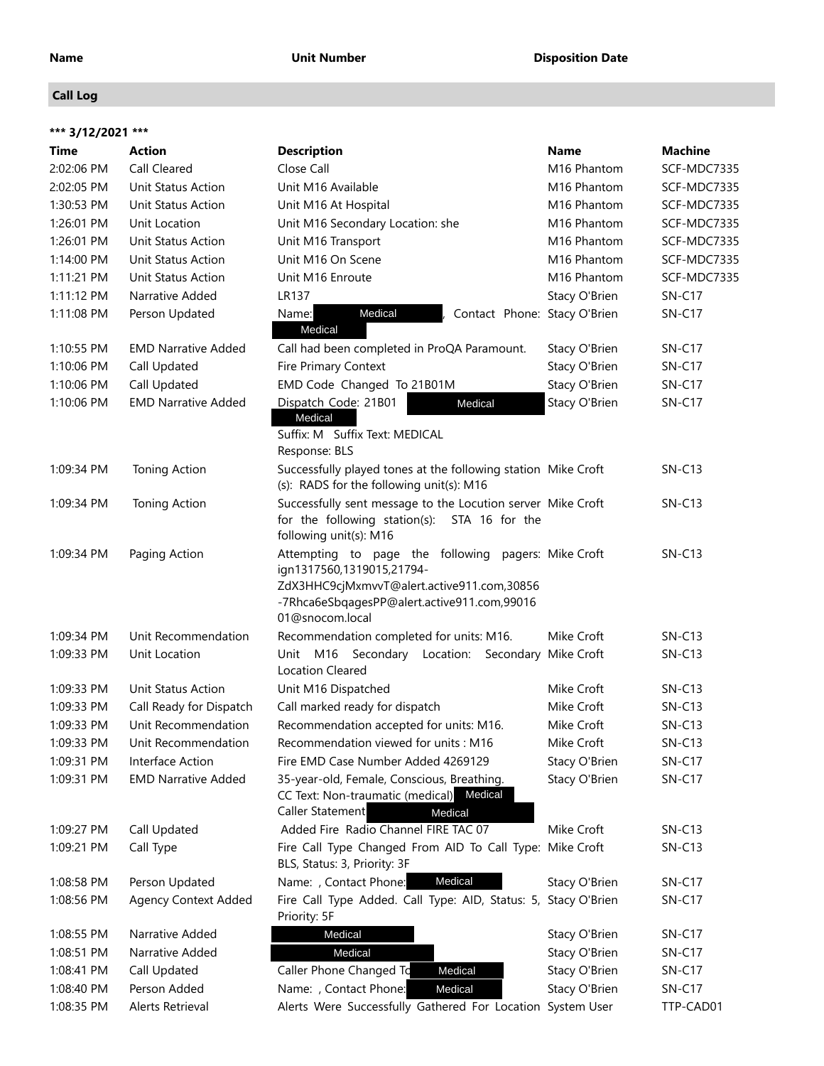| Name | Unit Number | Disposition Date |
|---|---|---|

## Call Log

**\*\*\* 3/12/2021 \*\*\***

| Time | Action | Description | Name | Machine |
|---|---|---|---|---|
| 2:02:06 PM | Call Cleared | Close Call | M16 Phantom | SCF-MDC7335 |
| 2:02:05 PM | Unit Status Action | Unit M16 Available | M16 Phantom | SCF-MDC7335 |
| 1:30:53 PM | Unit Status Action | Unit M16 At Hospital | M16 Phantom | SCF-MDC7335 |
| 1:26:01 PM | Unit Location | Unit M16 Secondary Location: she | M16 Phantom | SCF-MDC7335 |
| 1:26:01 PM | Unit Status Action | Unit M16 Transport | M16 Phantom | SCF-MDC7335 |
| 1:14:00 PM | Unit Status Action | Unit M16 On Scene | M16 Phantom | SCF-MDC7335 |
| 1:11:21 PM | Unit Status Action | Unit M16 Enroute | M16 Phantom | SCF-MDC7335 |
| 1:11:12 PM | Narrative Added | LR137 | Stacy O'Brien | SN-C17 |
| 1:11:08 PM | Person Updated | Name: Medical , Contact Phone: Medical | Stacy O'Brien | SN-C17 |
| 1:10:55 PM | EMD Narrative Added | Call had been completed in ProQA Paramount. | Stacy O'Brien | SN-C17 |
| 1:10:06 PM | Call Updated | Fire Primary Context | Stacy O'Brien | SN-C17 |
| 1:10:06 PM | Call Updated | EMD Code Changed To 21B01M | Stacy O'Brien | SN-C17 |
| 1:10:06 PM | EMD Narrative Added | Dispatch Code: 21B01 Medical Medical<br>Suffix: M Suffix Text: MEDICAL<br>Response: BLS | Stacy O'Brien | SN-C17 |
| 1:09:34 PM | Toning Action | Successfully played tones at the following station (s): RADS for the following unit(s): M16 | Mike Croft | SN-C13 |
| 1:09:34 PM | Toning Action | Successfully sent message to the Locution server for the following station(s): STA 16 for the following unit(s): M16 | Mike Croft | SN-C13 |
| 1:09:34 PM | Paging Action | Attempting to page the following pagers: ign1317560,1319015,21794-ZdX3HHC9cjMxmvvT@alert.active911.com,30856-7Rhca6eSbqagesPP@alert.active911.com,9901601@snocom.local | Mike Croft | SN-C13 |
| 1:09:34 PM | Unit Recommendation | Recommendation completed for units: M16. | Mike Croft | SN-C13 |
| 1:09:33 PM | Unit Location | Unit M16 Secondary Location: Secondary Location Cleared | Mike Croft | SN-C13 |
| 1:09:33 PM | Unit Status Action | Unit M16 Dispatched | Mike Croft | SN-C13 |
| 1:09:33 PM | Call Ready for Dispatch | Call marked ready for dispatch | Mike Croft | SN-C13 |
| 1:09:33 PM | Unit Recommendation | Recommendation accepted for units: M16. | Mike Croft | SN-C13 |
| 1:09:33 PM | Unit Recommendation | Recommendation viewed for units : M16 | Mike Croft | SN-C13 |
| 1:09:31 PM | Interface Action | Fire EMD Case Number Added 4269129 | Stacy O'Brien | SN-C17 |
| 1:09:31 PM | EMD Narrative Added | 35-year-old, Female, Conscious, Breathing.<br>CC Text: Non-traumatic (medical) Medical<br>Caller Statement Medical | Stacy O'Brien | SN-C17 |
| 1:09:27 PM | Call Updated | Added Fire Radio Channel FIRE TAC 07 | Mike Croft | SN-C13 |
| 1:09:21 PM | Call Type | Fire Call Type Changed From AID To Call Type: BLS, Status: 3, Priority: 3F | Mike Croft | SN-C13 |
| 1:08:58 PM | Person Updated | Name: , Contact Phone: Medical | Stacy O'Brien | SN-C17 |
| 1:08:56 PM | Agency Context Added | Fire Call Type Added. Call Type: AID, Status: 5, Priority: 5F | Stacy O'Brien | SN-C17 |
| 1:08:55 PM | Narrative Added | Medical | Stacy O'Brien | SN-C17 |
| 1:08:51 PM | Narrative Added | Medical | Stacy O'Brien | SN-C17 |
| 1:08:41 PM | Call Updated | Caller Phone Changed To Medical | Stacy O'Brien | SN-C17 |
| 1:08:40 PM | Person Added | Name: , Contact Phone: Medical | Stacy O'Brien | SN-C17 |
| 1:08:35 PM | Alerts Retrieval | Alerts Were Successfully Gathered For Location | System User | TTP-CAD01 |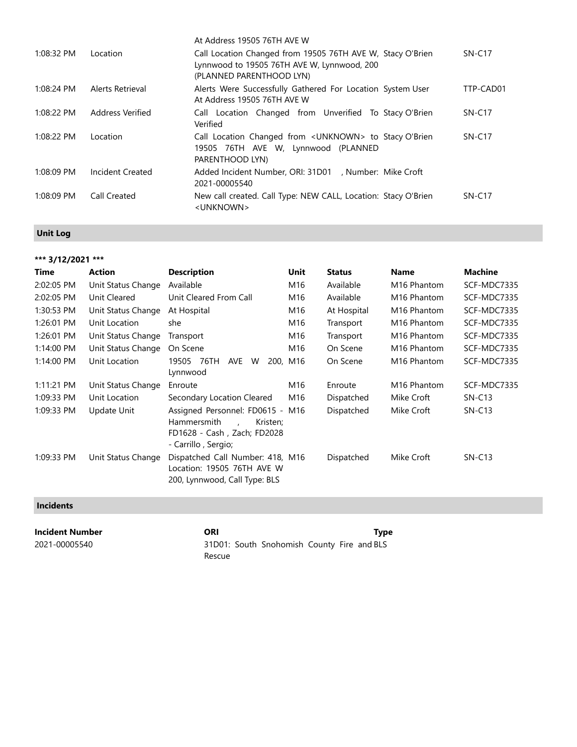| | | | | |
|---|---|---|---|---|
| | | At Address 19505 76TH AVE W | | |
| 1:08:32 PM | Location | Call Location Changed from 19505 76TH AVE W, Lynnwood to 19505 76TH AVE W, Lynnwood, 200 (PLANNED PARENTHOOD LYN) | Stacy O'Brien | SN-C17 |
| 1:08:24 PM | Alerts Retrieval | Alerts Were Successfully Gathered For Location At Address 19505 76TH AVE W | System User | TTP-CAD01 |
| 1:08:22 PM | Address Verified | Call Location Changed from Unverified To Verified | Stacy O'Brien | SN-C17 |
| 1:08:22 PM | Location | Call Location Changed from <UNKNOWN> to 19505 76TH AVE W, Lynnwood (PLANNED PARENTHOOD LYN) | Stacy O'Brien | SN-C17 |
| 1:08:09 PM | Incident Created | Added Incident Number, ORI: 31D01 , Number: 2021-00005540 | Mike Croft | |
| 1:08:09 PM | Call Created | New call created. Call Type: NEW CALL, Location: <UNKNOWN> | Stacy O'Brien | SN-C17 |

## Unit Log

**\*\*\* 3/12/2021 \*\*\***

| Time | Action | Description | Unit | Status | Name | Machine |
|---|---|---|---|---|---|---|
| 2:02:05 PM | Unit Status Change | Available | M16 | Available | M16 Phantom | SCF-MDC7335 |
| 2:02:05 PM | Unit Cleared | Unit Cleared From Call | M16 | Available | M16 Phantom | SCF-MDC7335 |
| 1:30:53 PM | Unit Status Change | At Hospital | M16 | At Hospital | M16 Phantom | SCF-MDC7335 |
| 1:26:01 PM | Unit Location | she | M16 | Transport | M16 Phantom | SCF-MDC7335 |
| 1:26:01 PM | Unit Status Change | Transport | M16 | Transport | M16 Phantom | SCF-MDC7335 |
| 1:14:00 PM | Unit Status Change | On Scene | M16 | On Scene | M16 Phantom | SCF-MDC7335 |
| 1:14:00 PM | Unit Location | 19505 76TH AVE W 200, Lynnwood | M16 | On Scene | M16 Phantom | SCF-MDC7335 |
| 1:11:21 PM | Unit Status Change | Enroute | M16 | Enroute | M16 Phantom | SCF-MDC7335 |
| 1:09:33 PM | Unit Location | Secondary Location Cleared | M16 | Dispatched | Mike Croft | SN-C13 |
| 1:09:33 PM | Update Unit | Assigned Personnel: FD0615 - Hammersmith , Kristen; FD1628 - Cash , Zach; FD2028 - Carrillo , Sergio; | M16 | Dispatched | Mike Croft | SN-C13 |
| 1:09:33 PM | Unit Status Change | Dispatched Call Number: 418, Location: 19505 76TH AVE W 200, Lynnwood, Call Type: BLS | M16 | Dispatched | Mike Croft | SN-C13 |

## Incidents

| Incident Number | ORI | Type |
|---|---|---|
| 2021-00005540 | 31D01: South Snohomish County Fire and Rescue | BLS |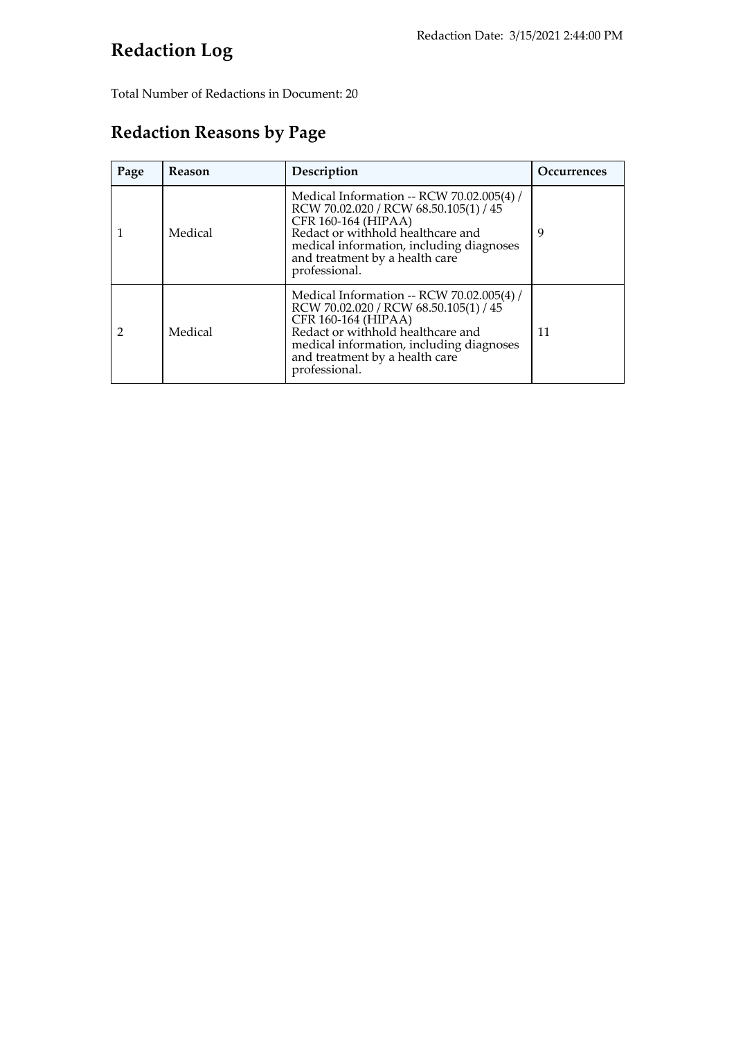# Redaction Log

Redaction Date: 3/15/2021 2:44:00 PM

Total Number of Redactions in Document: 20

## Redaction Reasons by Page

| Page | Reason | Description | Occurrences |
|---|---|---|---|
| 1 | Medical | Medical Information -- RCW 70.02.005(4) / RCW 70.02.020 / RCW 68.50.105(1) / 45 CFR 160-164 (HIPAA) Redact or withhold healthcare and medical information, including diagnoses and treatment by a health care professional. | 9 |
| 2 | Medical | Medical Information -- RCW 70.02.005(4) / RCW 70.02.020 / RCW 68.50.105(1) / 45 CFR 160-164 (HIPAA) Redact or withhold healthcare and medical information, including diagnoses and treatment by a health care professional. | 11 |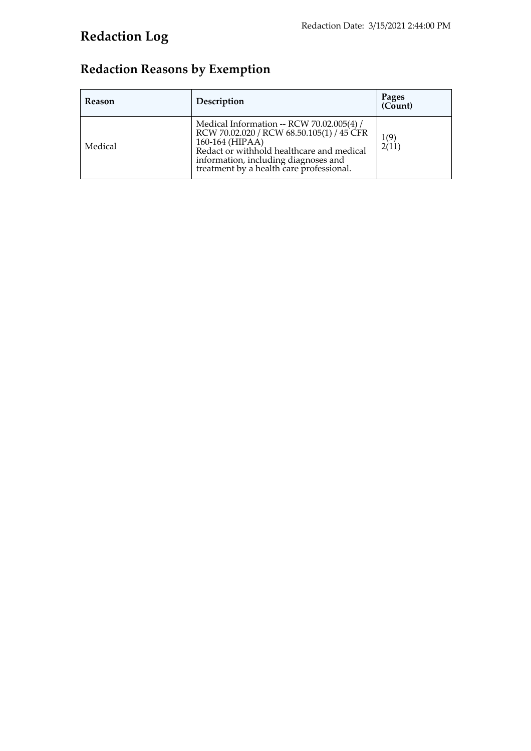Redaction Date: 3/15/2021 2:44:00 PM

# Redaction Log

## Redaction Reasons by Exemption

| Reason | Description | Pages (Count) |
|---|---|---|
| Medical | Medical Information -- RCW 70.02.005(4) / RCW 70.02.020 / RCW 68.50.105(1) / 45 CFR 160-164 (HIPAA)<br>Redact or withhold healthcare and medical information, including diagnoses and treatment by a health care professional. | 1(9)<br>2(11) |